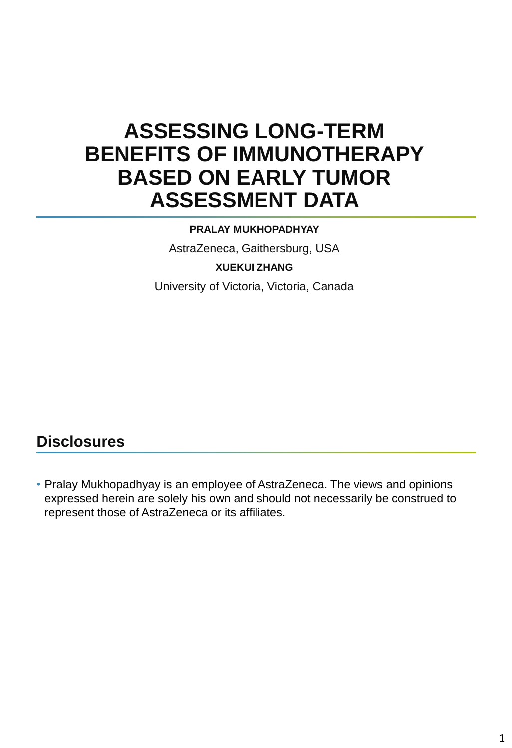# ASSESSING LONG-TERM BENEFITS OF IMMUNOTHERAPY BASED ON EARLY TUMOR ASSESSMENT DATA

**PRALAY MUKHOPADHYAY**

AstraZeneca, Gaithersburg, USA

**XUEKUI ZHANG**

University of Victoria, Victoria, Canada

## Disclosures

- Pralay Mukhopadhyay is an employee of AstraZeneca. The views and opinions expressed herein are solely his own and should not necessarily be construed to represent those of AstraZeneca or its affiliates.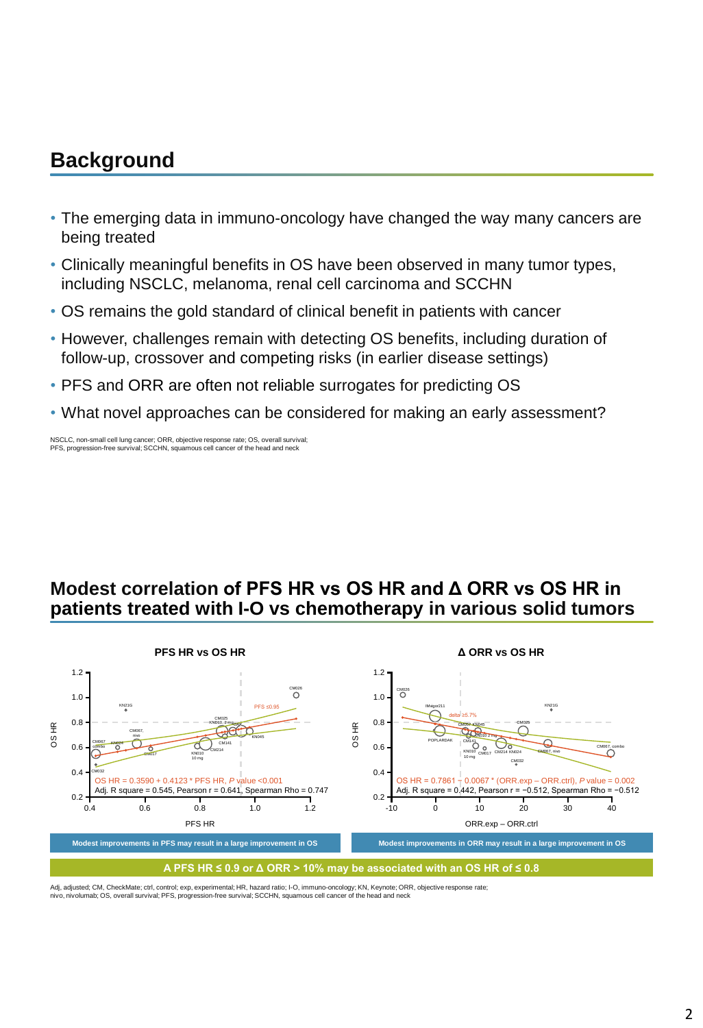## Background

- The emerging data in immuno-oncology have changed the way many cancers are being treated
- Clinically meaningful benefits in OS have been observed in many tumor types, including NSCLC, melanoma, renal cell carcinoma and SCCHN
- OS remains the gold standard of clinical benefit in patients with cancer
- However, challenges remain with detecting OS benefits, including duration of follow-up, crossover and competing risks (in earlier disease settings)
- PFS and ORR are often not reliable surrogates for predicting OS
- What novel approaches can be considered for making an early assessment?

NSCLC, non-small cell lung cancer; ORR, objective response rate; OS, overall survival; PFS, progression-free survival; SCCHN, squamous cell cancer of the head and neck

## Modest correlation of PFS HR vs OS HR and Δ ORR vs OS HR in patients treated with I-O vs chemotherapy in various solid tumors

**PFS HR vs OS HR**

OS HR = 0.3590 + 0.4123 * PFS HR, *P* value <0.001
Adj. R square = 0.545, Pearson r = 0.641, Spearman Rho = 0.747

**Δ ORR vs OS HR**

OS HR = 0.7861 − 0.0067 * (ORR.exp − ORR.ctrl), *P* value = 0.002
Adj. R square = 0.442, Pearson r = −0.512, Spearman Rho = −0.512

**Modest improvements in PFS may result in a large improvement in OS**

**Modest improvements in ORR may result in a large improvement in OS**

**A PFS HR ≤ 0.9 or Δ ORR > 10% may be associated with an OS HR of ≤ 0.8**

Adj, adjusted; CM, CheckMate; ctrl, control; exp, experimental; HR, hazard ratio; I-O, immuno-oncology; KN, Keynote; ORR, objective response rate; nivo, nivolumab; OS, overall survival; PFS, progression-free survival; SCCHN, squamous cell cancer of the head and neck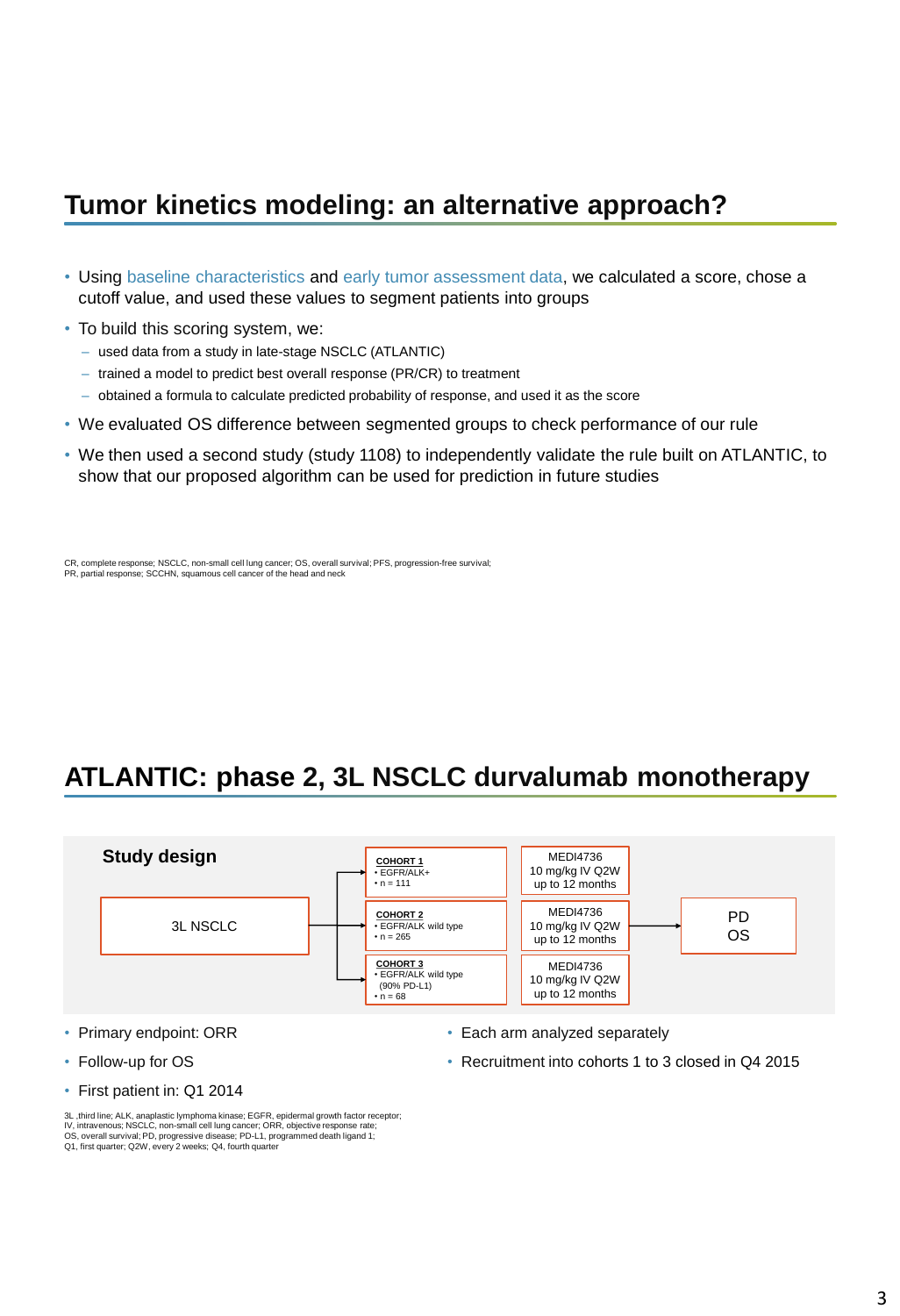## Tumor kinetics modeling: an alternative approach?

- Using baseline characteristics and early tumor assessment data, we calculated a score, chose a cutoff value, and used these values to segment patients into groups
- To build this scoring system, we:
  - used data from a study in late-stage NSCLC (ATLANTIC)
  - trained a model to predict best overall response (PR/CR) to treatment
  - obtained a formula to calculate predicted probability of response, and used it as the score
- We evaluated OS difference between segmented groups to check performance of our rule
- We then used a second study (study 1108) to independently validate the rule built on ATLANTIC, to show that our proposed algorithm can be used for prediction in future studies

CR, complete response; NSCLC, non-small cell lung cancer; OS, overall survival; PFS, progression-free survival; PR, partial response; SCCHN, squamous cell cancer of the head and neck

## ATLANTIC: phase 2, 3L NSCLC durvalumab monotherapy

**Study design**

3L NSCLC →

- **COHORT 1**
  - EGFR/ALK+
  - n = 111

  → MEDI4736 10 mg/kg IV Q2W up to 12 months
- **COHORT 2**
  - EGFR/ALK wild type
  - n = 265

  → MEDI4736 10 mg/kg IV Q2W up to 12 months
- **COHORT 3**
  - EGFR/ALK wild type (90% PD-L1)
  - n = 68

  → MEDI4736 10 mg/kg IV Q2W up to 12 months

→ PD, OS

- Primary endpoint: ORR
- Follow-up for OS
- First patient in: Q1 2014
- Each arm analyzed separately
- Recruitment into cohorts 1 to 3 closed in Q4 2015

3L ,third line; ALK, anaplastic lymphoma kinase; EGFR, epidermal growth factor receptor; IV, intravenous; NSCLC, non-small cell lung cancer; ORR, objective response rate; OS, overall survival; PD, progressive disease; PD-L1, programmed death ligand 1; Q1, first quarter; Q2W, every 2 weeks; Q4, fourth quarter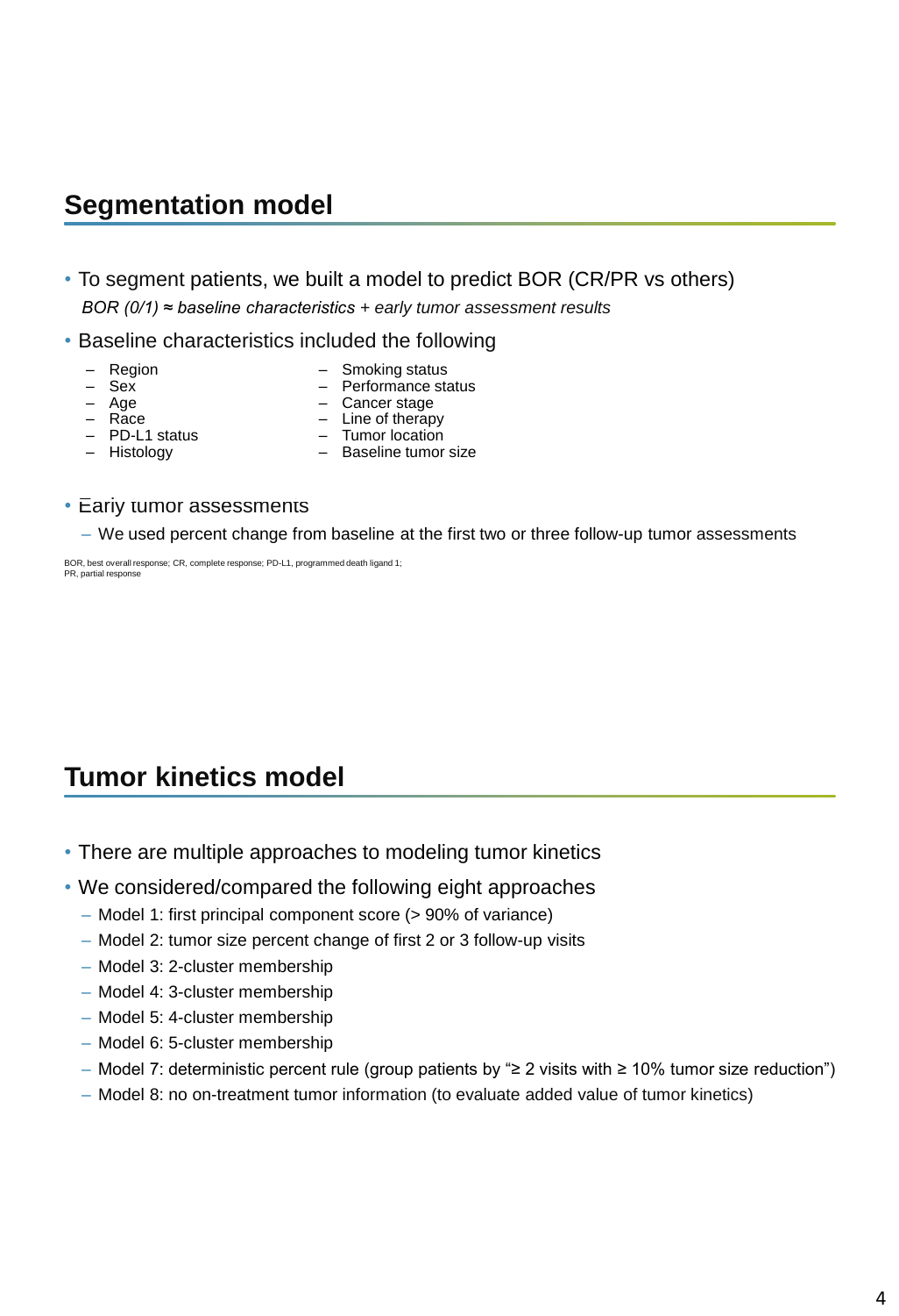## Segmentation model

- To segment patients, we built a model to predict BOR (CR/PR vs others)

  *BOR (0/1) ≈ baseline characteristics + early tumor assessment results*

- Baseline characteristics included the following
  - Region
  - Sex
  - Age
  - Race
  - PD-L1 status
  - Histology
  - Smoking status
  - Performance status
  - Cancer stage
  - Line of therapy
  - Tumor location
  - Baseline tumor size

- Early tumor assessments
  - We used percent change from baseline at the first two or three follow-up tumor assessments

BOR, best overall response; CR, complete response; PD-L1, programmed death ligand 1; PR, partial response

## Tumor kinetics model

- There are multiple approaches to modeling tumor kinetics
- We considered/compared the following eight approaches
  - Model 1: first principal component score (> 90% of variance)
  - Model 2: tumor size percent change of first 2 or 3 follow-up visits
  - Model 3: 2-cluster membership
  - Model 4: 3-cluster membership
  - Model 5: 4-cluster membership
  - Model 6: 5-cluster membership
  - Model 7: deterministic percent rule (group patients by "≥ 2 visits with ≥ 10% tumor size reduction")
  - Model 8: no on-treatment tumor information (to evaluate added value of tumor kinetics)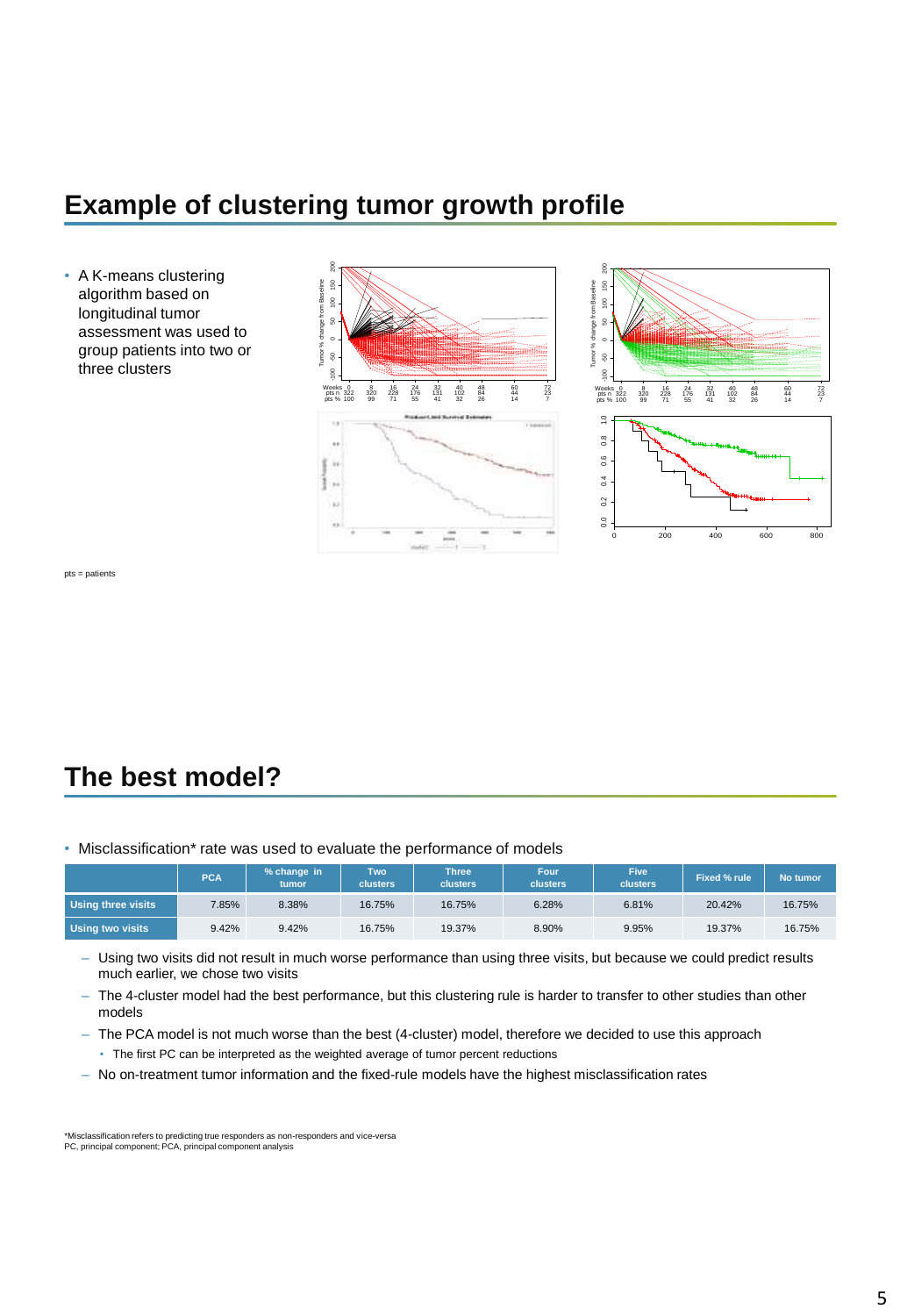## Example of clustering tumor growth profile

- A K-means clustering algorithm based on longitudinal tumor assessment was used to group patients into two or three clusters

pts = patients

## The best model?

- Misclassification* rate was used to evaluate the performance of models

| | PCA | % change in tumor | Two clusters | Three clusters | Four clusters | Five clusters | Fixed % rule | No tumor |
|---|---|---|---|---|---|---|---|---|
| Using three visits | 7.85% | 8.38% | 16.75% | 16.75% | 6.28% | 6.81% | 20.42% | 16.75% |
| Using two visits | 9.42% | 9.42% | 16.75% | 19.37% | 8.90% | 9.95% | 19.37% | 16.75% |

- Using two visits did not result in much worse performance than using three visits, but because we could predict results much earlier, we chose two visits
- The 4-cluster model had the best performance, but this clustering rule is harder to transfer to other studies than other models
- The PCA model is not much worse than the best (4-cluster) model, therefore we decided to use this approach
  - The first PC can be interpreted as the weighted average of tumor percent reductions
- No on-treatment tumor information and the fixed-rule models have the highest misclassification rates

*Misclassification refers to predicting true responders as non-responders and vice-versa
PC, principal component; PCA, principal component analysis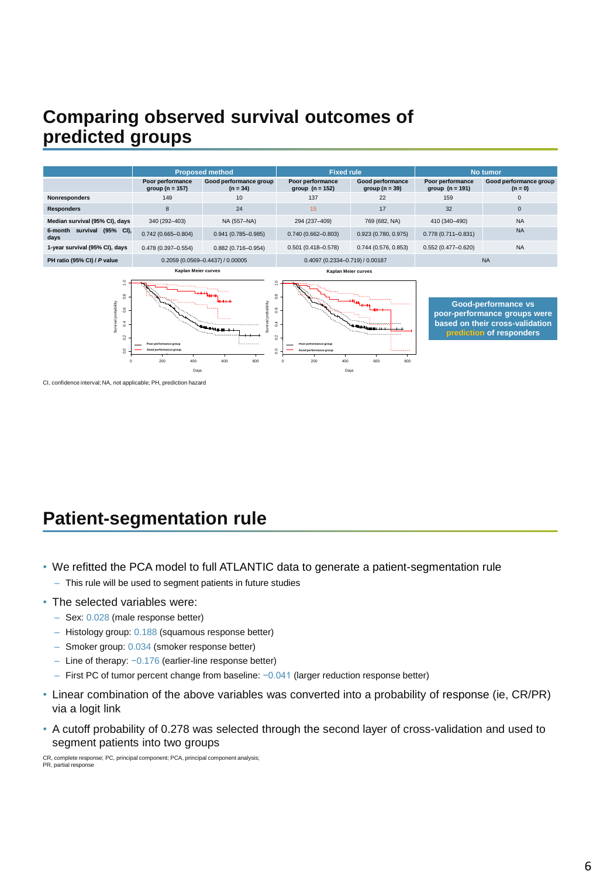## Comparing observed survival outcomes of predicted groups

| | Proposed method | | Fixed rule | | No tumor | |
|---|---|---|---|---|---|---|
| | Poor performance group (n = 157) | Good performance group (n = 34) | Poor performance group (n = 152) | Good performance group (n = 39) | Poor performance group (n = 191) | Good performance group (n = 0) |
| **Nonresponders** | 149 | 10 | 137 | 22 | 159 | 0 |
| **Responders** | 8 | 24 | 15 | 17 | 32 | 0 |
| **Median survival (95% CI), days** | 340 (292–403) | NA (557–NA) | 294 (237–409) | 769 (682, NA) | 410 (340–490) | NA |
| **6-month survival (95% CI), days** | 0.742 (0.665–0.804) | 0.941 (0.785–0.985) | 0.740 (0.662–0.803) | 0.923 (0.780, 0.975) | 0.778 (0.711–0.831) | NA |
| **1-year survival (95% CI), days** | 0.478 (0.397–0.554) | 0.882 (0.716–0.954) | 0.501 (0.418–0.578) | 0.744 (0.576, 0.853) | 0.552 (0.477–0.620) | NA |
| **PH ratio (95% CI) / *P* value** | 0.2059 (0.0569–0.4437) / 0.00005 | | 0.4097 (0.2334–0.719) / 0.00187 | | NA | |

**Good-performance vs poor-performance groups were based on their cross-validation prediction of responders**

CI, confidence interval; NA, not applicable; PH, prediction hazard

## Patient-segmentation rule

- We refitted the PCA model to full ATLANTIC data to generate a patient-segmentation rule
  - This rule will be used to segment patients in future studies
- The selected variables were:
  - Sex: 0.028 (male response better)
  - Histology group: 0.188 (squamous response better)
  - Smoker group: 0.034 (smoker response better)
  - Line of therapy: −0.176 (earlier-line response better)
  - First PC of tumor percent change from baseline: −0.041 (larger reduction response better)
- Linear combination of the above variables was converted into a probability of response (ie, CR/PR) via a logit link
- A cutoff probability of 0.278 was selected through the second layer of cross-validation and used to segment patients into two groups

CR, complete response; PC, principal component; PCA, principal component analysis; PR, partial response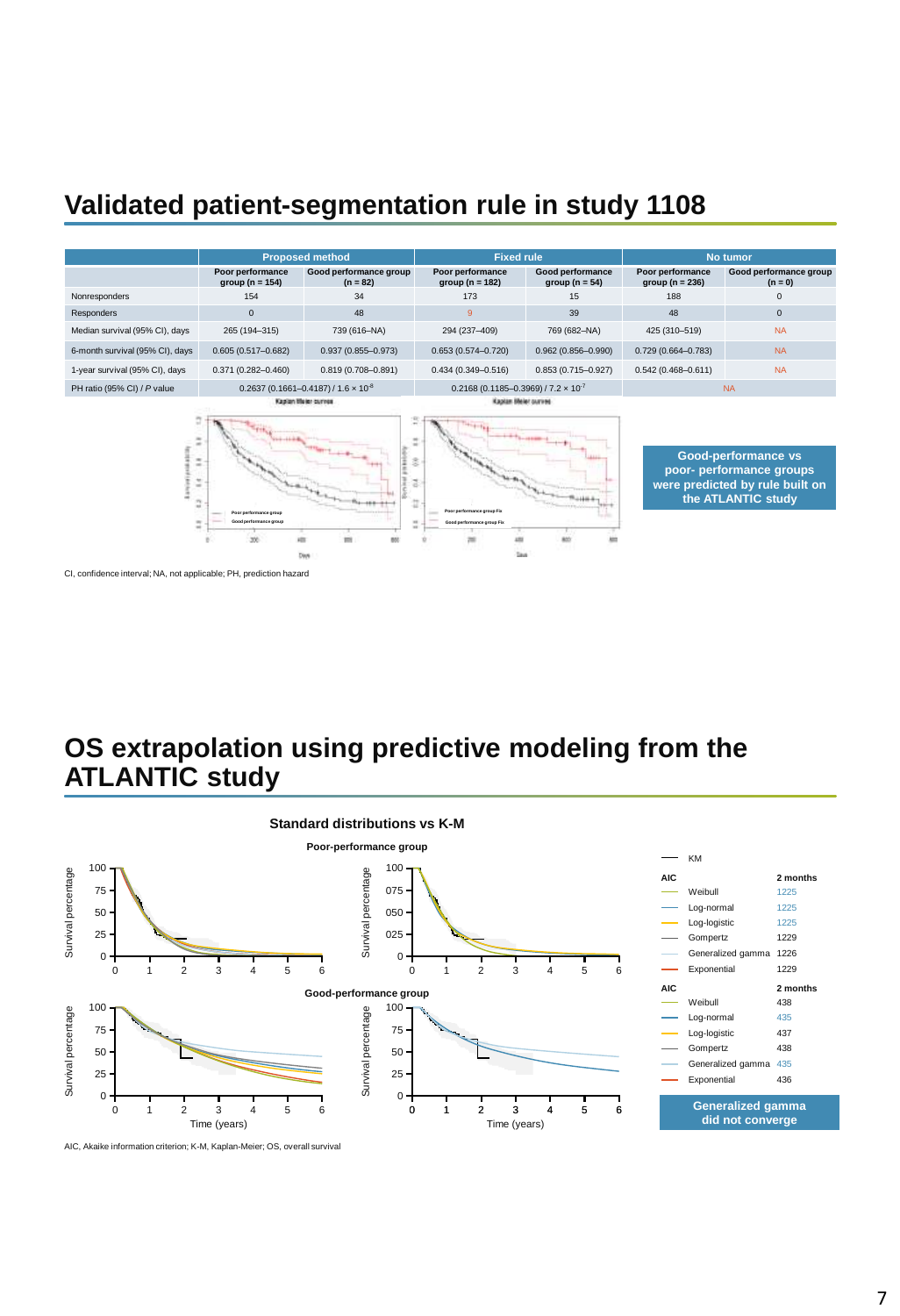# Validated patient-segmentation rule in study 1108

| | Proposed method | | Fixed rule | | No tumor | |
|---|---|---|---|---|---|---|
| | Poor performance group (n = 154) | Good performance group (n = 82) | Poor performance group (n = 182) | Good performance group (n = 54) | Poor performance group (n = 236) | Good performance group (n = 0) |
| Nonresponders | 154 | 34 | 173 | 15 | 188 | 0 |
| Responders | 0 | 48 | 9 | 39 | 48 | 0 |
| Median survival (95% CI), days | 265 (194–315) | 739 (616–NA) | 294 (237–409) | 769 (682–NA) | 425 (310–519) | NA |
| 6-month survival (95% CI), days | 0.605 (0.517–0.682) | 0.937 (0.855–0.973) | 0.653 (0.574–0.720) | 0.962 (0.856–0.990) | 0.729 (0.664–0.783) | NA |
| 1-year survival (95% CI), days | 0.371 (0.282–0.460) | 0.819 (0.708–0.891) | 0.434 (0.349–0.516) | 0.853 (0.715–0.927) | 0.542 (0.468–0.611) | NA |
| PH ratio (95% CI) / *P* value | 0.2637 (0.1661–0.4187) / $1.6 \times 10^{-8}$ | | 0.2168 (0.1185–0.3969) / $7.2 \times 10^{-7}$ | | NA | |

**Good-performance vs poor- performance groups were predicted by rule built on the ATLANTIC study**

CI, confidence interval; NA, not applicable; PH, prediction hazard

# OS extrapolation using predictive modeling from the ATLANTIC study

**Standard distributions vs K-M**

Poor-performance group

| AIC | 2 months |
|---|---|
| Weibull | 1225 |
| Log-normal | 1225 |
| Log-logistic | 1225 |
| Gompertz | 1229 |
| Generalized gamma | 1226 |
| Exponential | 1229 |

Good-performance group

| AIC | 2 months |
|---|---|
| Weibull | 438 |
| Log-normal | 435 |
| Log-logistic | 437 |
| Gompertz | 438 |
| Generalized gamma | 435 |
| Exponential | 436 |

**Generalized gamma did not converge**

AIC, Akaike information criterion; K-M, Kaplan-Meier; OS, overall survival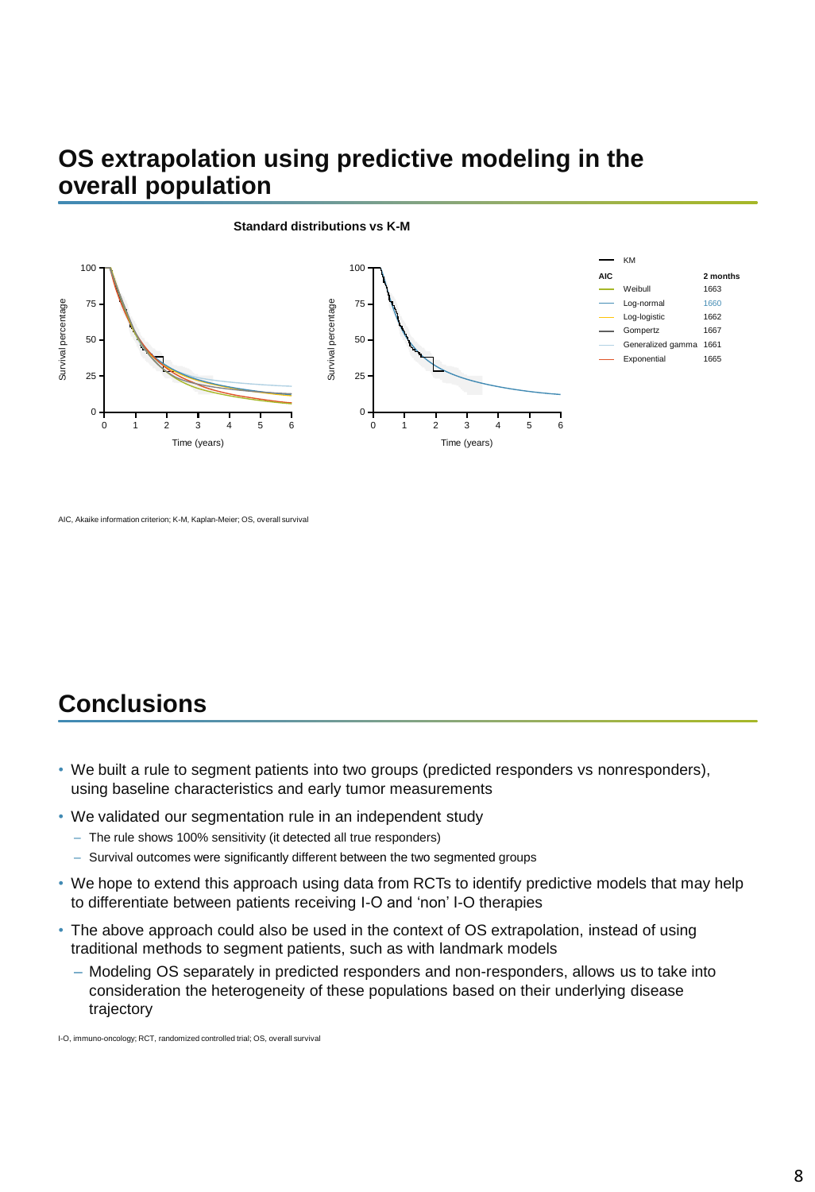# OS extrapolation using predictive modeling in the overall population

**Standard distributions vs K-M**

| AIC | 2 months |
|---|---|
| Weibull | 1663 |
| Log-normal | 1660 |
| Log-logistic | 1662 |
| Gompertz | 1667 |
| Generalized gamma | 1661 |
| Exponential | 1665 |

AIC, Akaike information criterion; K-M, Kaplan-Meier; OS, overall survival

# Conclusions

- We built a rule to segment patients into two groups (predicted responders vs nonresponders), using baseline characteristics and early tumor measurements
- We validated our segmentation rule in an independent study
  - The rule shows 100% sensitivity (it detected all true responders)
  - Survival outcomes were significantly different between the two segmented groups
- We hope to extend this approach using data from RCTs to identify predictive models that may help to differentiate between patients receiving I-O and 'non' I-O therapies
- The above approach could also be used in the context of OS extrapolation, instead of using traditional methods to segment patients, such as with landmark models
  - Modeling OS separately in predicted responders and non-responders, allows us to take into consideration the heterogeneity of these populations based on their underlying disease trajectory

I-O, immuno-oncology; RCT, randomized controlled trial; OS, overall survival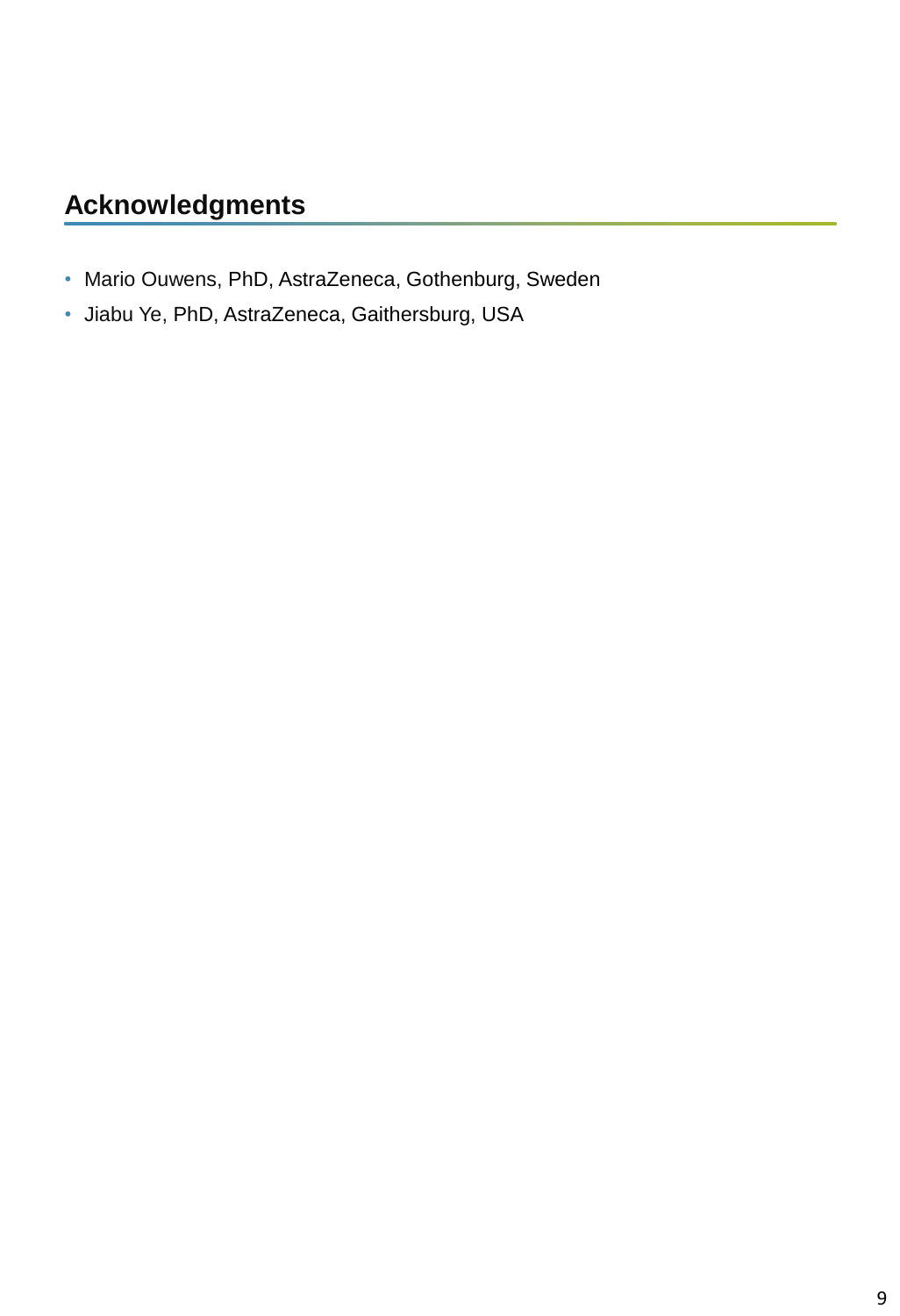## Acknowledgments

- Mario Ouwens, PhD, AstraZeneca, Gothenburg, Sweden
- Jiabu Ye, PhD, AstraZeneca, Gaithersburg, USA